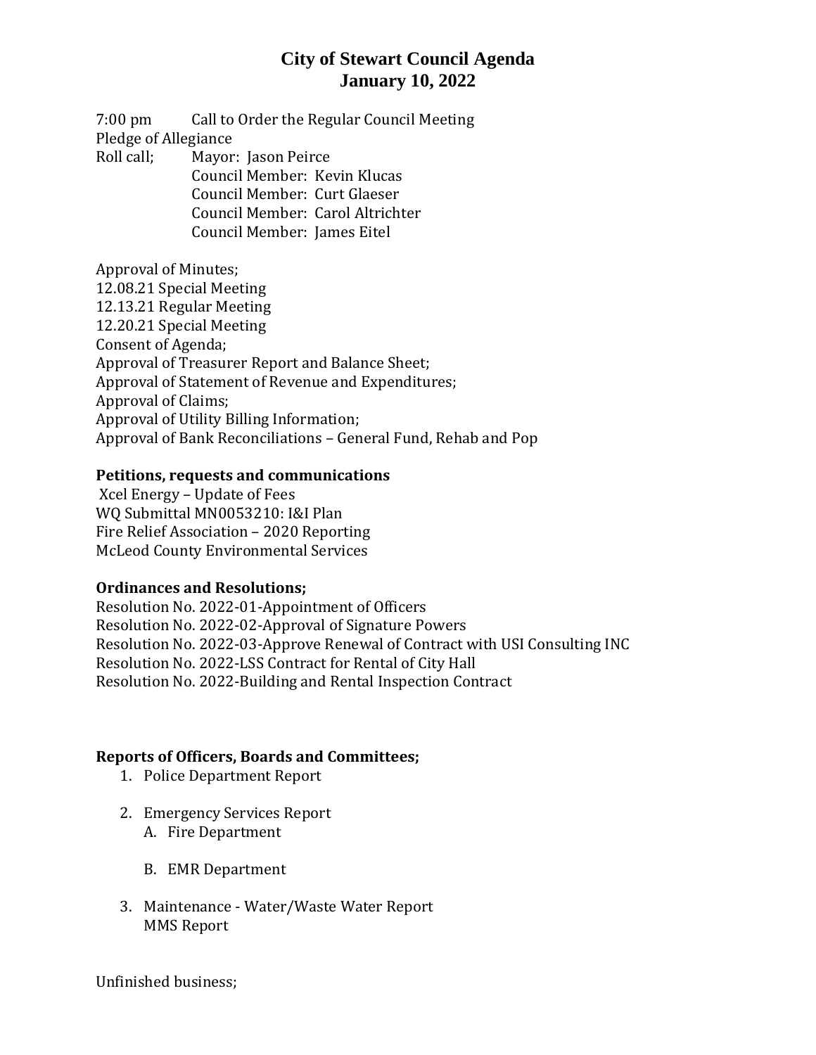# City of Stewart Council Agenda
# January 10, 2022

7:00 pm Call to Order the Regular Council Meeting
Pledge of Allegiance
Roll call; Mayor: Jason Peirce
Council Member: Kevin Klucas
Council Member: Curt Glaeser
Council Member: Carol Altrichter
Council Member: James Eitel

Approval of Minutes;
12.08.21 Special Meeting
12.13.21 Regular Meeting
12.20.21 Special Meeting
Consent of Agenda;
Approval of Treasurer Report and Balance Sheet;
Approval of Statement of Revenue and Expenditures;
Approval of Claims;
Approval of Utility Billing Information;
Approval of Bank Reconciliations – General Fund, Rehab and Pop

**Petitions, requests and communications**
Xcel Energy – Update of Fees
WQ Submittal MN0053210: I&I Plan
Fire Relief Association – 2020 Reporting
McLeod County Environmental Services

**Ordinances and Resolutions;**
Resolution No. 2022-01-Appointment of Officers
Resolution No. 2022-02-Approval of Signature Powers
Resolution No. 2022-03-Approve Renewal of Contract with USI Consulting INC
Resolution No. 2022-LSS Contract for Rental of City Hall
Resolution No. 2022-Building and Rental Inspection Contract

**Reports of Officers, Boards and Committees;**

1. Police Department Report
2. Emergency Services Report
   A. Fire Department
   B. EMR Department
3. Maintenance - Water/Waste Water Report
   MMS Report

Unfinished business;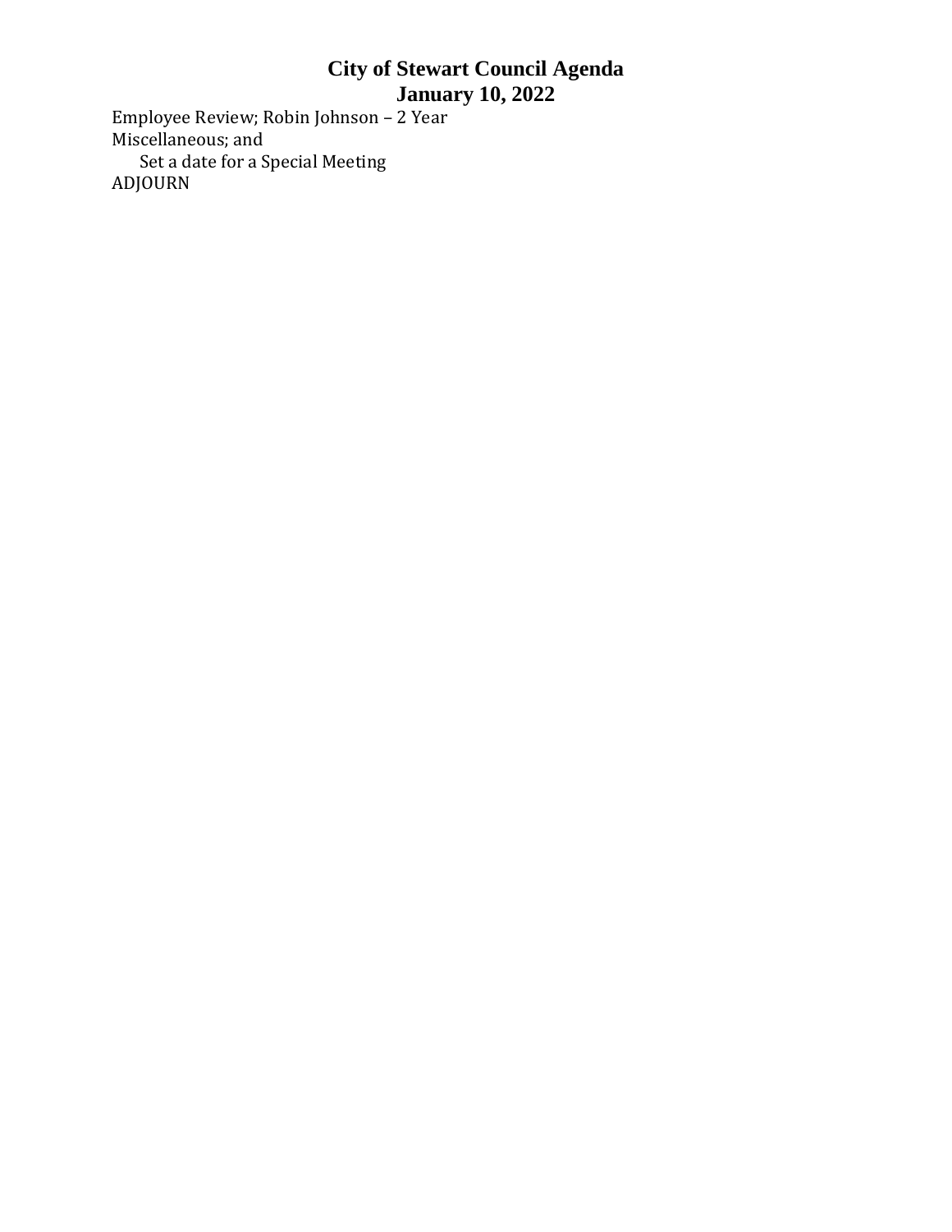# City of Stewart Council Agenda
## January 10, 2022

Employee Review; Robin Johnson – 2 Year
Miscellaneous; and
  Set a date for a Special Meeting
ADJOURN